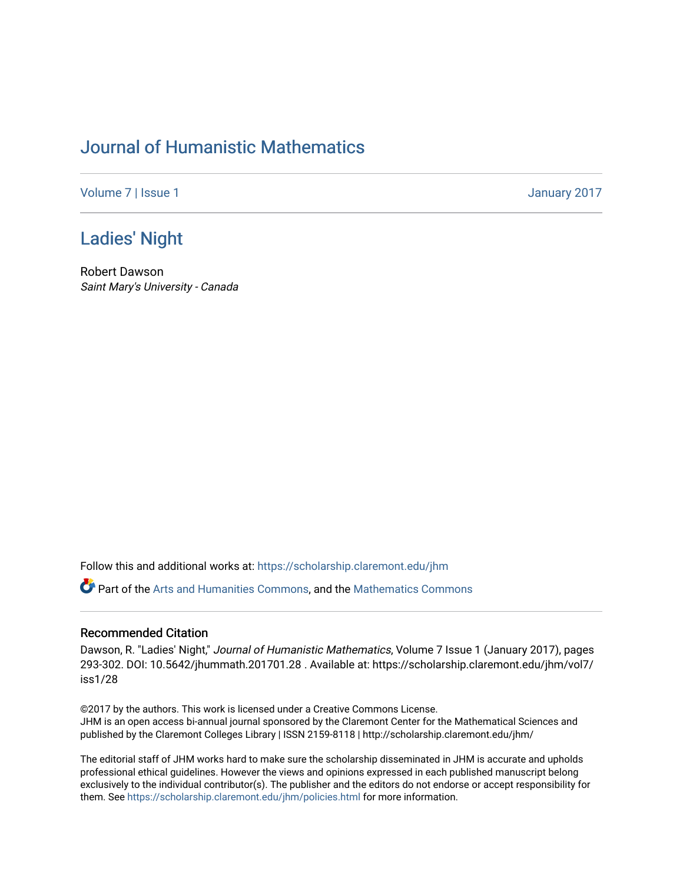# Journal of Humanistic Mathematics

Volume 7 | Issue 1 January 2017

## Ladies' Night

Robert Dawson
*Saint Mary's University - Canada*

Follow this and additional works at: https://scholarship.claremont.edu/jhm

Part of the Arts and Humanities Commons, and the Mathematics Commons

### Recommended Citation

Dawson, R. "Ladies' Night," *Journal of Humanistic Mathematics*, Volume 7 Issue 1 (January 2017), pages 293-302. DOI: 10.5642/jhummath.201701.28 . Available at: https://scholarship.claremont.edu/jhm/vol7/iss1/28

©2017 by the authors. This work is licensed under a Creative Commons License.
JHM is an open access bi-annual journal sponsored by the Claremont Center for the Mathematical Sciences and published by the Claremont Colleges Library | ISSN 2159-8118 | http://scholarship.claremont.edu/jhm/

The editorial staff of JHM works hard to make sure the scholarship disseminated in JHM is accurate and upholds professional ethical guidelines. However the views and opinions expressed in each published manuscript belong exclusively to the individual contributor(s). The publisher and the editors do not endorse or accept responsibility for them. See https://scholarship.claremont.edu/jhm/policies.html for more information.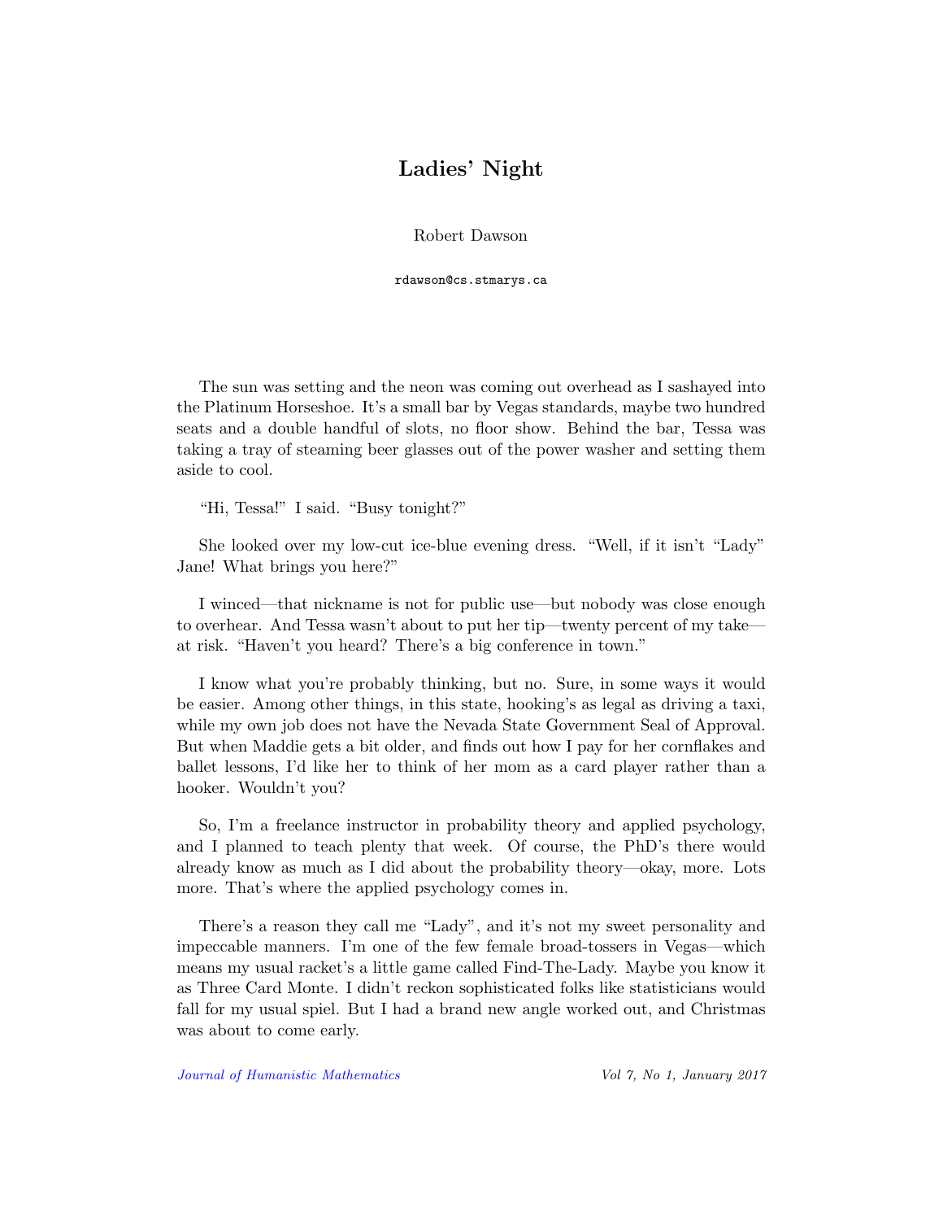# Ladies' Night

Robert Dawson

rdawson@cs.stmarys.ca

The sun was setting and the neon was coming out overhead as I sashayed into the Platinum Horseshoe. It's a small bar by Vegas standards, maybe two hundred seats and a double handful of slots, no floor show. Behind the bar, Tessa was taking a tray of steaming beer glasses out of the power washer and setting them aside to cool.

"Hi, Tessa!" I said. "Busy tonight?"

She looked over my low-cut ice-blue evening dress. "Well, if it isn't "Lady" Jane! What brings you here?"

I winced—that nickname is not for public use—but nobody was close enough to overhear. And Tessa wasn't about to put her tip—twenty percent of my take—at risk. "Haven't you heard? There's a big conference in town."

I know what you're probably thinking, but no. Sure, in some ways it would be easier. Among other things, in this state, hooking's as legal as driving a taxi, while my own job does not have the Nevada State Government Seal of Approval. But when Maddie gets a bit older, and finds out how I pay for her cornflakes and ballet lessons, I'd like her to think of her mom as a card player rather than a hooker. Wouldn't you?

So, I'm a freelance instructor in probability theory and applied psychology, and I planned to teach plenty that week. Of course, the PhD's there would already know as much as I did about the probability theory—okay, more. Lots more. That's where the applied psychology comes in.

There's a reason they call me "Lady", and it's not my sweet personality and impeccable manners. I'm one of the few female broad-tossers in Vegas—which means my usual racket's a little game called Find-The-Lady. Maybe you know it as Three Card Monte. I didn't reckon sophisticated folks like statisticians would fall for my usual spiel. But I had a brand new angle worked out, and Christmas was about to come early.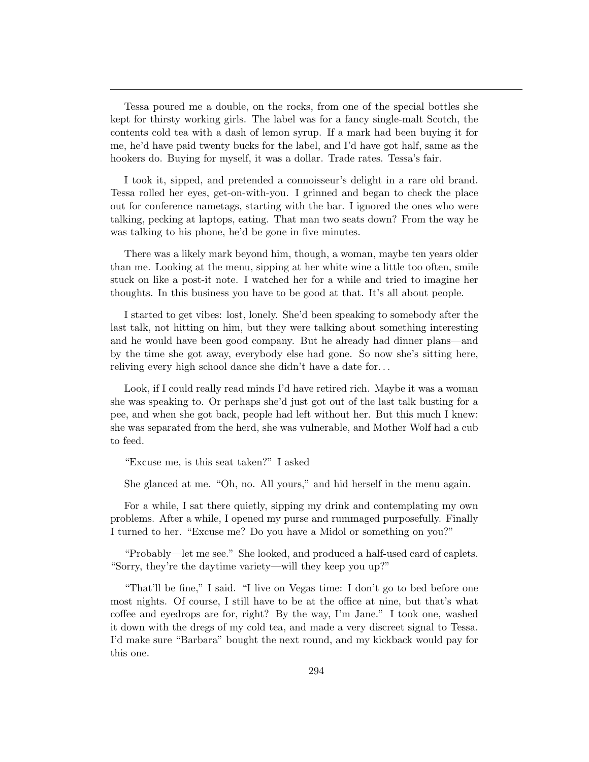Tessa poured me a double, on the rocks, from one of the special bottles she kept for thirsty working girls. The label was for a fancy single-malt Scotch, the contents cold tea with a dash of lemon syrup. If a mark had been buying it for me, he'd have paid twenty bucks for the label, and I'd have got half, same as the hookers do. Buying for myself, it was a dollar. Trade rates. Tessa's fair.

I took it, sipped, and pretended a connoisseur's delight in a rare old brand. Tessa rolled her eyes, get-on-with-you. I grinned and began to check the place out for conference nametags, starting with the bar. I ignored the ones who were talking, pecking at laptops, eating. That man two seats down? From the way he was talking to his phone, he'd be gone in five minutes.

There was a likely mark beyond him, though, a woman, maybe ten years older than me. Looking at the menu, sipping at her white wine a little too often, smile stuck on like a post-it note. I watched her for a while and tried to imagine her thoughts. In this business you have to be good at that. It's all about people.

I started to get vibes: lost, lonely. She'd been speaking to somebody after the last talk, not hitting on him, but they were talking about something interesting and he would have been good company. But he already had dinner plans—and by the time she got away, everybody else had gone. So now she's sitting here, reliving every high school dance she didn't have a date for...

Look, if I could really read minds I'd have retired rich. Maybe it was a woman she was speaking to. Or perhaps she'd just got out of the last talk busting for a pee, and when she got back, people had left without her. But this much I knew: she was separated from the herd, she was vulnerable, and Mother Wolf had a cub to feed.

"Excuse me, is this seat taken?" I asked

She glanced at me. "Oh, no. All yours," and hid herself in the menu again.

For a while, I sat there quietly, sipping my drink and contemplating my own problems. After a while, I opened my purse and rummaged purposefully. Finally I turned to her. "Excuse me? Do you have a Midol or something on you?"

"Probably—let me see." She looked, and produced a half-used card of caplets. "Sorry, they're the daytime variety—will they keep you up?"

"That'll be fine," I said. "I live on Vegas time: I don't go to bed before one most nights. Of course, I still have to be at the office at nine, but that's what coffee and eyedrops are for, right? By the way, I'm Jane." I took one, washed it down with the dregs of my cold tea, and made a very discreet signal to Tessa. I'd make sure "Barbara" bought the next round, and my kickback would pay for this one.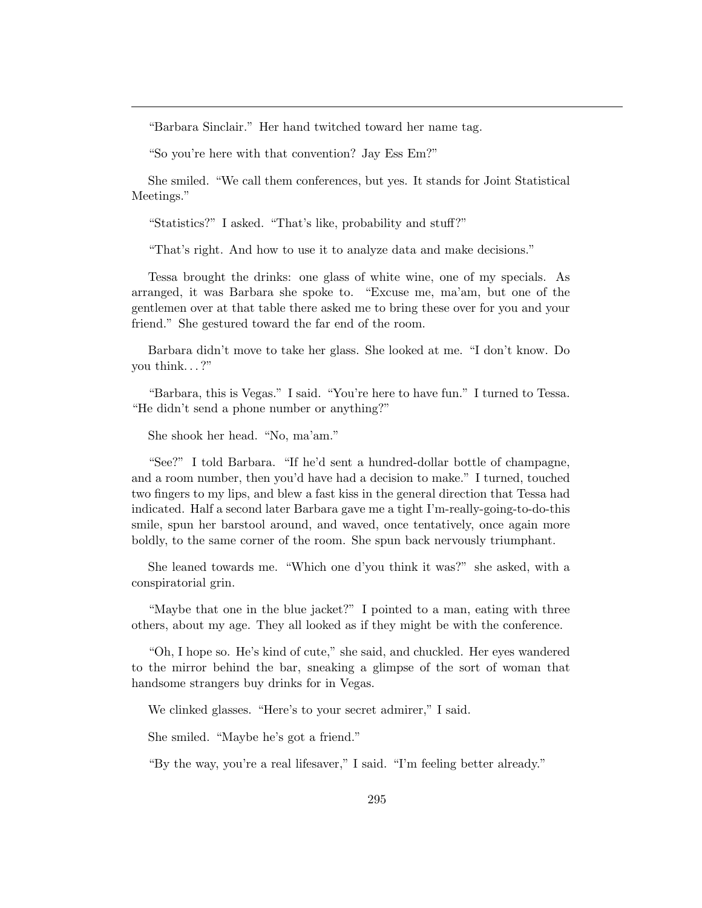---

"Barbara Sinclair." Her hand twitched toward her name tag.

"So you're here with that convention? Jay Ess Em?"

She smiled. "We call them conferences, but yes. It stands for Joint Statistical Meetings."

"Statistics?" I asked. "That's like, probability and stuff?"

"That's right. And how to use it to analyze data and make decisions."

Tessa brought the drinks: one glass of white wine, one of my specials. As arranged, it was Barbara she spoke to. "Excuse me, ma'am, but one of the gentlemen over at that table there asked me to bring these over for you and your friend." She gestured toward the far end of the room.

Barbara didn't move to take her glass. She looked at me. "I don't know. Do you think. . . ?"

"Barbara, this is Vegas." I said. "You're here to have fun." I turned to Tessa. "He didn't send a phone number or anything?"

She shook her head. "No, ma'am."

"See?" I told Barbara. "If he'd sent a hundred-dollar bottle of champagne, and a room number, then you'd have had a decision to make." I turned, touched two fingers to my lips, and blew a fast kiss in the general direction that Tessa had indicated. Half a second later Barbara gave me a tight I'm-really-going-to-do-this smile, spun her barstool around, and waved, once tentatively, once again more boldly, to the same corner of the room. She spun back nervously triumphant.

She leaned towards me. "Which one d'you think it was?" she asked, with a conspiratorial grin.

"Maybe that one in the blue jacket?" I pointed to a man, eating with three others, about my age. They all looked as if they might be with the conference.

"Oh, I hope so. He's kind of cute," she said, and chuckled. Her eyes wandered to the mirror behind the bar, sneaking a glimpse of the sort of woman that handsome strangers buy drinks for in Vegas.

We clinked glasses. "Here's to your secret admirer," I said.

She smiled. "Maybe he's got a friend."

"By the way, you're a real lifesaver," I said. "I'm feeling better already."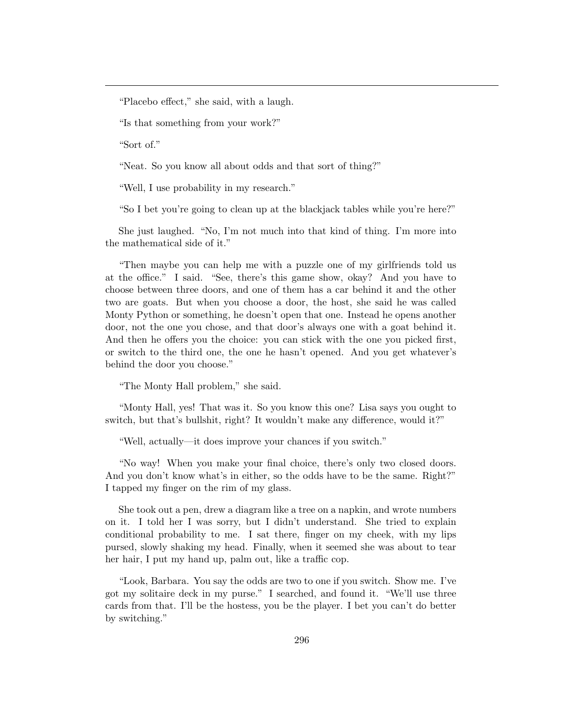---

"Placebo effect," she said, with a laugh.

"Is that something from your work?"

"Sort of."

"Neat. So you know all about odds and that sort of thing?"

"Well, I use probability in my research."

"So I bet you're going to clean up at the blackjack tables while you're here?"

She just laughed. "No, I'm not much into that kind of thing. I'm more into the mathematical side of it."

"Then maybe you can help me with a puzzle one of my girlfriends told us at the office." I said. "See, there's this game show, okay? And you have to choose between three doors, and one of them has a car behind it and the other two are goats. But when you choose a door, the host, she said he was called Monty Python or something, he doesn't open that one. Instead he opens another door, not the one you chose, and that door's always one with a goat behind it. And then he offers you the choice: you can stick with the one you picked first, or switch to the third one, the one he hasn't opened. And you get whatever's behind the door you choose."

"The Monty Hall problem," she said.

"Monty Hall, yes! That was it. So you know this one? Lisa says you ought to switch, but that's bullshit, right? It wouldn't make any difference, would it?"

"Well, actually—it does improve your chances if you switch."

"No way! When you make your final choice, there's only two closed doors. And you don't know what's in either, so the odds have to be the same. Right?" I tapped my finger on the rim of my glass.

She took out a pen, drew a diagram like a tree on a napkin, and wrote numbers on it. I told her I was sorry, but I didn't understand. She tried to explain conditional probability to me. I sat there, finger on my cheek, with my lips pursed, slowly shaking my head. Finally, when it seemed she was about to tear her hair, I put my hand up, palm out, like a traffic cop.

"Look, Barbara. You say the odds are two to one if you switch. Show me. I've got my solitaire deck in my purse." I searched, and found it. "We'll use three cards from that. I'll be the hostess, you be the player. I bet you can't do better by switching."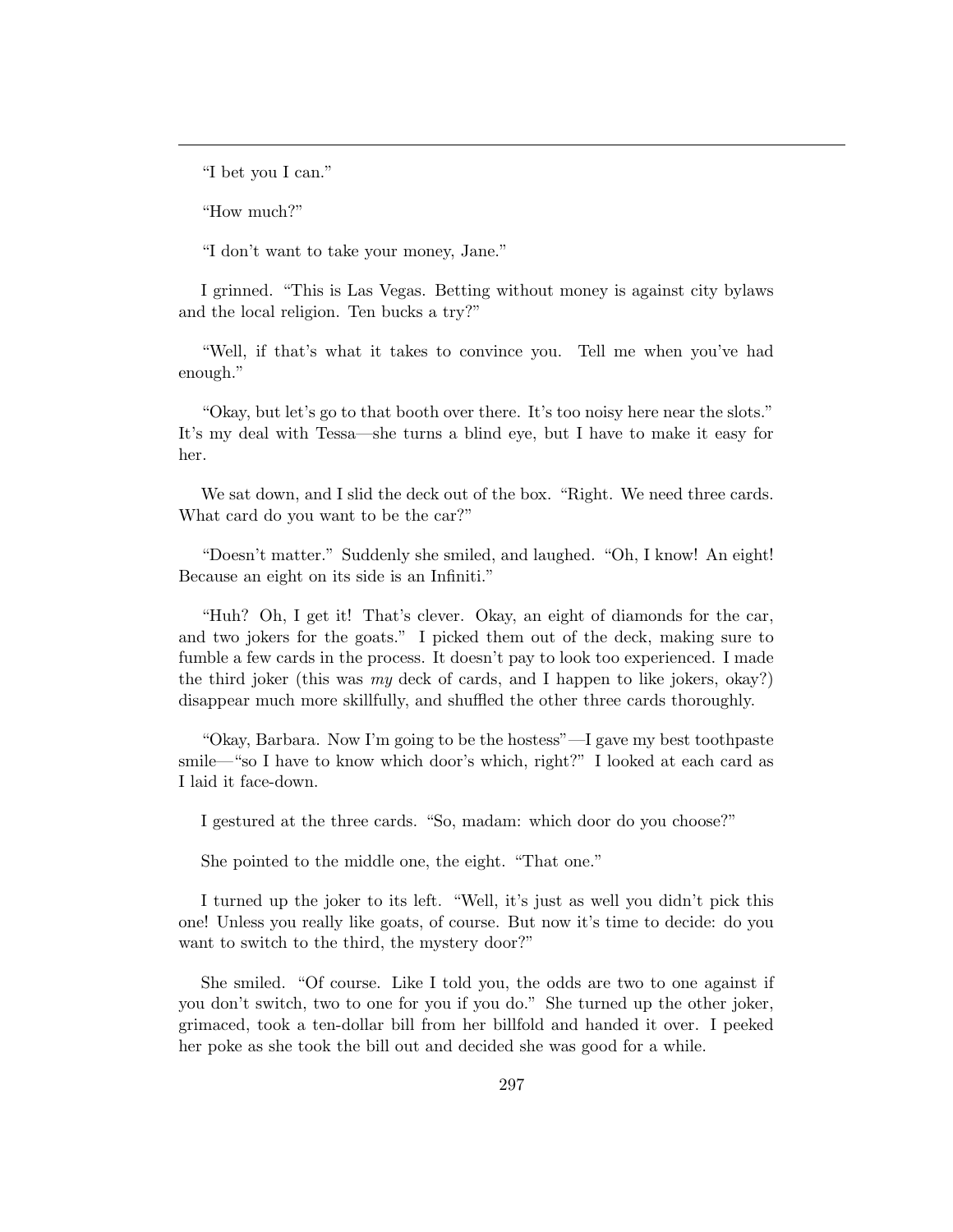"I bet you I can."

"How much?"

"I don't want to take your money, Jane."

I grinned. "This is Las Vegas. Betting without money is against city bylaws and the local religion. Ten bucks a try?"

"Well, if that's what it takes to convince you. Tell me when you've had enough."

"Okay, but let's go to that booth over there. It's too noisy here near the slots." It's my deal with Tessa—she turns a blind eye, but I have to make it easy for her.

We sat down, and I slid the deck out of the box. "Right. We need three cards. What card do you want to be the car?"

"Doesn't matter." Suddenly she smiled, and laughed. "Oh, I know! An eight! Because an eight on its side is an Infiniti."

"Huh? Oh, I get it! That's clever. Okay, an eight of diamonds for the car, and two jokers for the goats." I picked them out of the deck, making sure to fumble a few cards in the process. It doesn't pay to look too experienced. I made the third joker (this was *my* deck of cards, and I happen to like jokers, okay?) disappear much more skillfully, and shuffled the other three cards thoroughly.

"Okay, Barbara. Now I'm going to be the hostess"—I gave my best toothpaste smile—"so I have to know which door's which, right?" I looked at each card as I laid it face-down.

I gestured at the three cards. "So, madam: which door do you choose?"

She pointed to the middle one, the eight. "That one."

I turned up the joker to its left. "Well, it's just as well you didn't pick this one! Unless you really like goats, of course. But now it's time to decide: do you want to switch to the third, the mystery door?"

She smiled. "Of course. Like I told you, the odds are two to one against if you don't switch, two to one for you if you do." She turned up the other joker, grimaced, took a ten-dollar bill from her billfold and handed it over. I peeked her poke as she took the bill out and decided she was good for a while.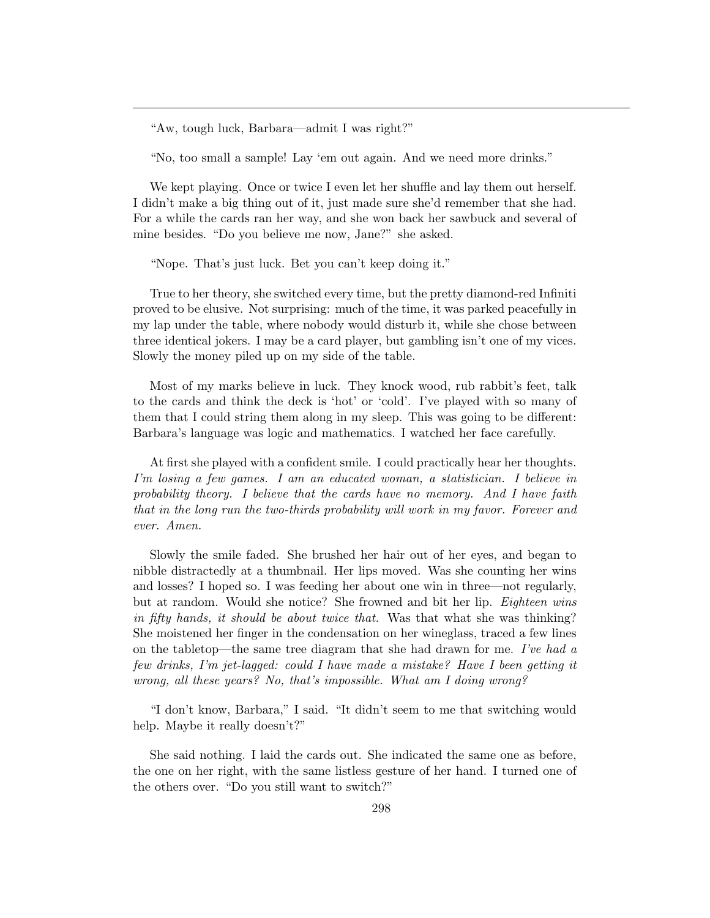---

"Aw, tough luck, Barbara—admit I was right?"

"No, too small a sample! Lay 'em out again. And we need more drinks."

We kept playing. Once or twice I even let her shuffle and lay them out herself. I didn't make a big thing out of it, just made sure she'd remember that she had. For a while the cards ran her way, and she won back her sawbuck and several of mine besides. "Do you believe me now, Jane?" she asked.

"Nope. That's just luck. Bet you can't keep doing it."

True to her theory, she switched every time, but the pretty diamond-red Infiniti proved to be elusive. Not surprising: much of the time, it was parked peacefully in my lap under the table, where nobody would disturb it, while she chose between three identical jokers. I may be a card player, but gambling isn't one of my vices. Slowly the money piled up on my side of the table.

Most of my marks believe in luck. They knock wood, rub rabbit's feet, talk to the cards and think the deck is 'hot' or 'cold'. I've played with so many of them that I could string them along in my sleep. This was going to be different: Barbara's language was logic and mathematics. I watched her face carefully.

At first she played with a confident smile. I could practically hear her thoughts. *I'm losing a few games. I am an educated woman, a statistician. I believe in probability theory. I believe that the cards have no memory. And I have faith that in the long run the two-thirds probability will work in my favor. Forever and ever. Amen.*

Slowly the smile faded. She brushed her hair out of her eyes, and began to nibble distractedly at a thumbnail. Her lips moved. Was she counting her wins and losses? I hoped so. I was feeding her about one win in three—not regularly, but at random. Would she notice? She frowned and bit her lip. *Eighteen wins in fifty hands, it should be about twice that.* Was that what she was thinking? She moistened her finger in the condensation on her wineglass, traced a few lines on the tabletop—the same tree diagram that she had drawn for me. *I've had a few drinks, I'm jet-lagged: could I have made a mistake? Have I been getting it wrong, all these years? No, that's impossible. What am I doing wrong?*

"I don't know, Barbara," I said. "It didn't seem to me that switching would help. Maybe it really doesn't?"

She said nothing. I laid the cards out. She indicated the same one as before, the one on her right, with the same listless gesture of her hand. I turned one of the others over. "Do you still want to switch?"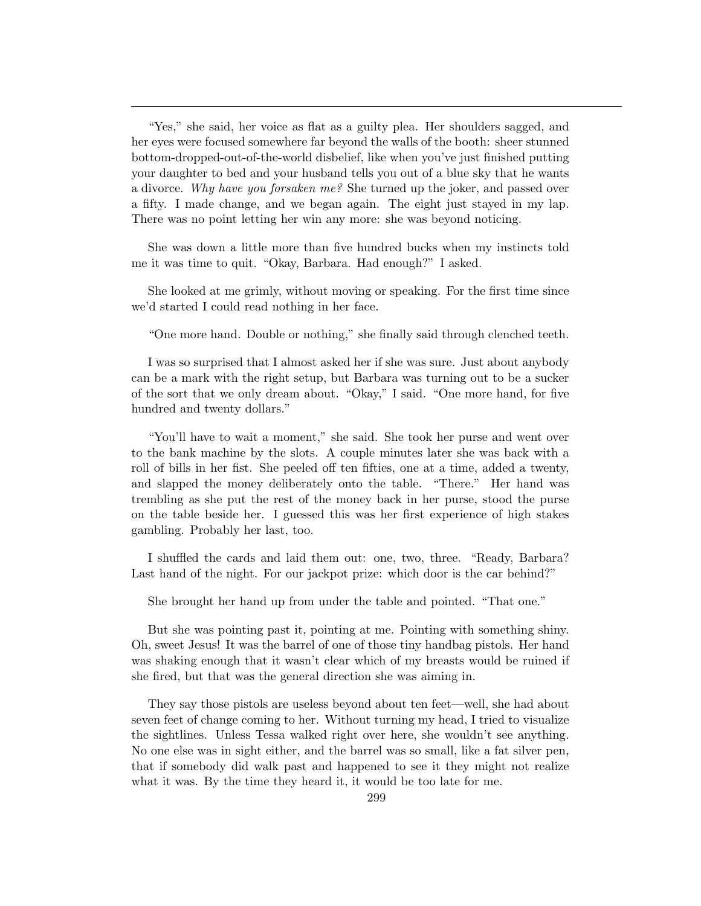"Yes," she said, her voice as flat as a guilty plea. Her shoulders sagged, and her eyes were focused somewhere far beyond the walls of the booth: sheer stunned bottom-dropped-out-of-the-world disbelief, like when you've just finished putting your daughter to bed and your husband tells you out of a blue sky that he wants a divorce. *Why have you forsaken me?* She turned up the joker, and passed over a fifty. I made change, and we began again. The eight just stayed in my lap. There was no point letting her win any more: she was beyond noticing.

She was down a little more than five hundred bucks when my instincts told me it was time to quit. "Okay, Barbara. Had enough?" I asked.

She looked at me grimly, without moving or speaking. For the first time since we'd started I could read nothing in her face.

"One more hand. Double or nothing," she finally said through clenched teeth.

I was so surprised that I almost asked her if she was sure. Just about anybody can be a mark with the right setup, but Barbara was turning out to be a sucker of the sort that we only dream about. "Okay," I said. "One more hand, for five hundred and twenty dollars."

"You'll have to wait a moment," she said. She took her purse and went over to the bank machine by the slots. A couple minutes later she was back with a roll of bills in her fist. She peeled off ten fifties, one at a time, added a twenty, and slapped the money deliberately onto the table. "There." Her hand was trembling as she put the rest of the money back in her purse, stood the purse on the table beside her. I guessed this was her first experience of high stakes gambling. Probably her last, too.

I shuffled the cards and laid them out: one, two, three. "Ready, Barbara? Last hand of the night. For our jackpot prize: which door is the car behind?"

She brought her hand up from under the table and pointed. "That one."

But she was pointing past it, pointing at me. Pointing with something shiny. Oh, sweet Jesus! It was the barrel of one of those tiny handbag pistols. Her hand was shaking enough that it wasn't clear which of my breasts would be ruined if she fired, but that was the general direction she was aiming in.

They say those pistols are useless beyond about ten feet—well, she had about seven feet of change coming to her. Without turning my head, I tried to visualize the sightlines. Unless Tessa walked right over here, she wouldn't see anything. No one else was in sight either, and the barrel was so small, like a fat silver pen, that if somebody did walk past and happened to see it they might not realize what it was. By the time they heard it, it would be too late for me.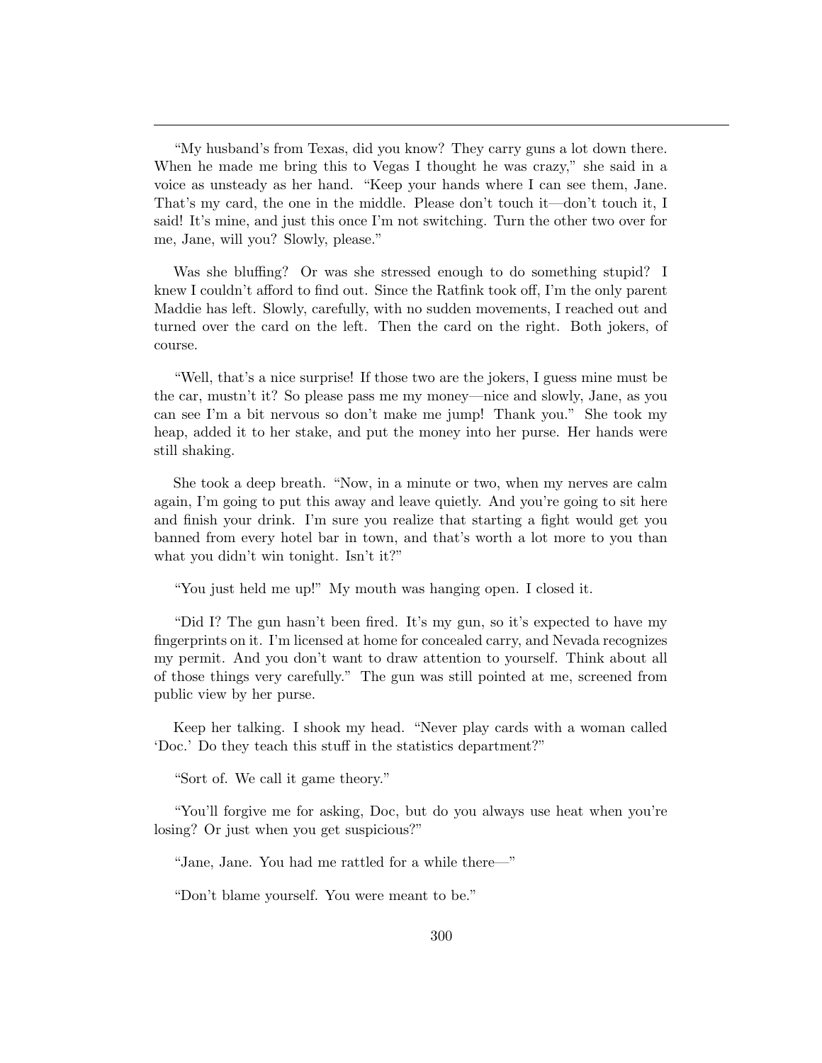---

"My husband's from Texas, did you know? They carry guns a lot down there. When he made me bring this to Vegas I thought he was crazy," she said in a voice as unsteady as her hand. "Keep your hands where I can see them, Jane. That's my card, the one in the middle. Please don't touch it—don't touch it, I said! It's mine, and just this once I'm not switching. Turn the other two over for me, Jane, will you? Slowly, please."

Was she bluffing? Or was she stressed enough to do something stupid? I knew I couldn't afford to find out. Since the Ratfink took off, I'm the only parent Maddie has left. Slowly, carefully, with no sudden movements, I reached out and turned over the card on the left. Then the card on the right. Both jokers, of course.

"Well, that's a nice surprise! If those two are the jokers, I guess mine must be the car, mustn't it? So please pass me my money—nice and slowly, Jane, as you can see I'm a bit nervous so don't make me jump! Thank you." She took my heap, added it to her stake, and put the money into her purse. Her hands were still shaking.

She took a deep breath. "Now, in a minute or two, when my nerves are calm again, I'm going to put this away and leave quietly. And you're going to sit here and finish your drink. I'm sure you realize that starting a fight would get you banned from every hotel bar in town, and that's worth a lot more to you than what you didn't win tonight. Isn't it?"

"You just held me up!" My mouth was hanging open. I closed it.

"Did I? The gun hasn't been fired. It's my gun, so it's expected to have my fingerprints on it. I'm licensed at home for concealed carry, and Nevada recognizes my permit. And you don't want to draw attention to yourself. Think about all of those things very carefully." The gun was still pointed at me, screened from public view by her purse.

Keep her talking. I shook my head. "Never play cards with a woman called 'Doc.' Do they teach this stuff in the statistics department?"

"Sort of. We call it game theory."

"You'll forgive me for asking, Doc, but do you always use heat when you're losing? Or just when you get suspicious?"

"Jane, Jane. You had me rattled for a while there—"

"Don't blame yourself. You were meant to be."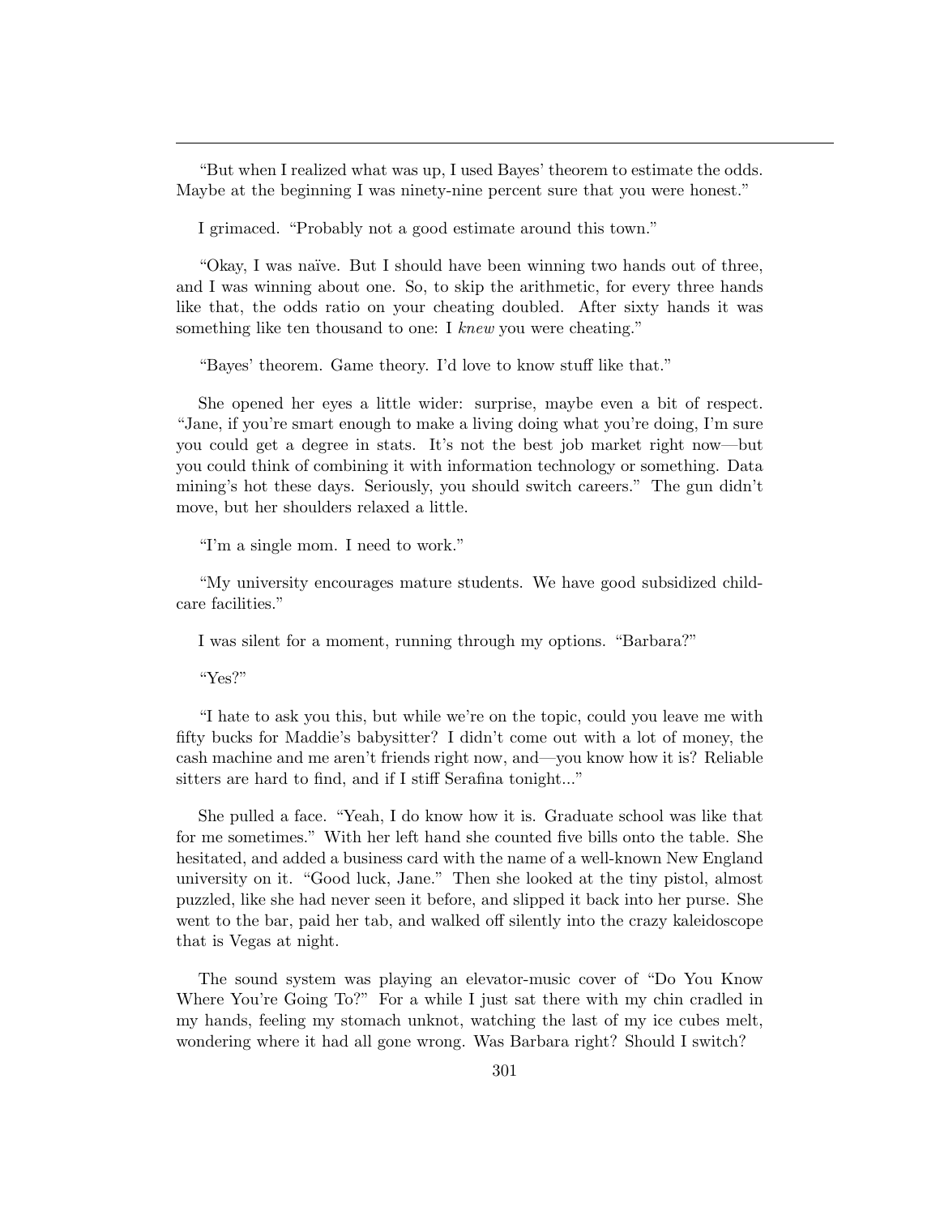---

"But when I realized what was up, I used Bayes' theorem to estimate the odds. Maybe at the beginning I was ninety-nine percent sure that you were honest."

I grimaced. "Probably not a good estimate around this town."

"Okay, I was naïve. But I should have been winning two hands out of three, and I was winning about one. So, to skip the arithmetic, for every three hands like that, the odds ratio on your cheating doubled. After sixty hands it was something like ten thousand to one: I *knew* you were cheating."

"Bayes' theorem. Game theory. I'd love to know stuff like that."

She opened her eyes a little wider: surprise, maybe even a bit of respect. "Jane, if you're smart enough to make a living doing what you're doing, I'm sure you could get a degree in stats. It's not the best job market right now—but you could think of combining it with information technology or something. Data mining's hot these days. Seriously, you should switch careers." The gun didn't move, but her shoulders relaxed a little.

"I'm a single mom. I need to work."

"My university encourages mature students. We have good subsidized childcare facilities."

I was silent for a moment, running through my options. "Barbara?"

"Yes?"

"I hate to ask you this, but while we're on the topic, could you leave me with fifty bucks for Maddie's babysitter? I didn't come out with a lot of money, the cash machine and me aren't friends right now, and—you know how it is? Reliable sitters are hard to find, and if I stiff Serafina tonight..."

She pulled a face. "Yeah, I do know how it is. Graduate school was like that for me sometimes." With her left hand she counted five bills onto the table. She hesitated, and added a business card with the name of a well-known New England university on it. "Good luck, Jane." Then she looked at the tiny pistol, almost puzzled, like she had never seen it before, and slipped it back into her purse. She went to the bar, paid her tab, and walked off silently into the crazy kaleidoscope that is Vegas at night.

The sound system was playing an elevator-music cover of "Do You Know Where You're Going To?" For a while I just sat there with my chin cradled in my hands, feeling my stomach unknot, watching the last of my ice cubes melt, wondering where it had all gone wrong. Was Barbara right? Should I switch?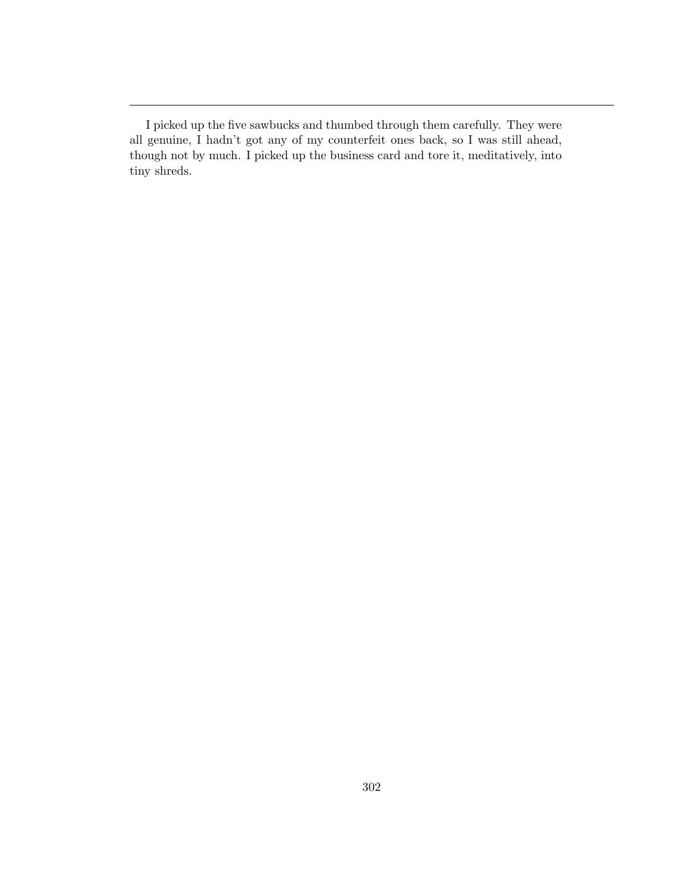---

I picked up the five sawbucks and thumbed through them carefully. They were all genuine, I hadn't got any of my counterfeit ones back, so I was still ahead, though not by much. I picked up the business card and tore it, meditatively, into tiny shreds.